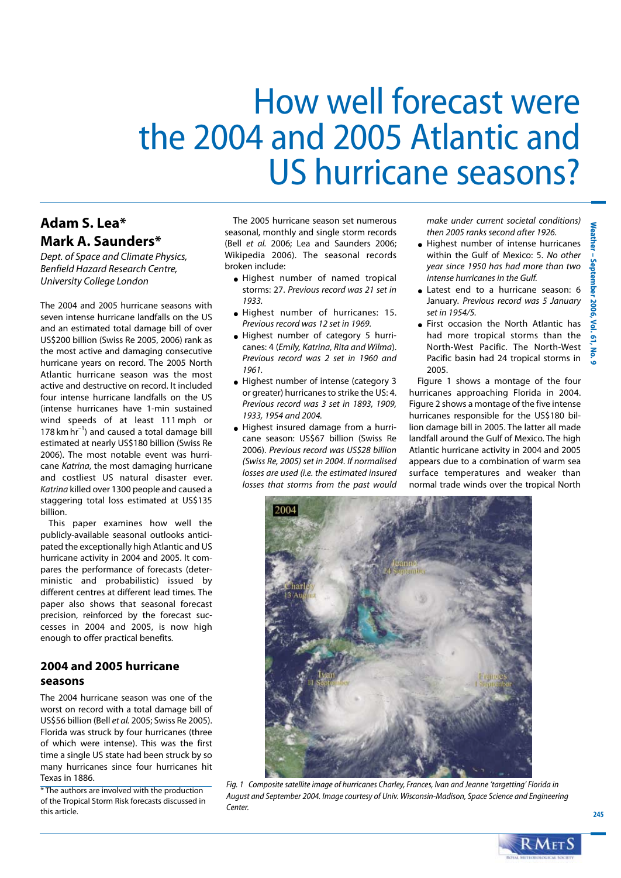# How well forecast were the 2004 and 2005 Atlantic and US hurricane seasons?

**Adam S. Lea\***
**Mark A. Saunders\***

*Dept. of Space and Climate Physics, Benfield Hazard Research Centre, University College London*

The 2004 and 2005 hurricane seasons with seven intense hurricane landfalls on the US and an estimated total damage bill of over US$200 billion (Swiss Re 2005, 2006) rank as the most active and damaging consecutive hurricane years on record. The 2005 North Atlantic hurricane season was the most active and destructive on record. It included four intense hurricane landfalls on the US (intense hurricanes have 1-min sustained wind speeds of at least 111 mph or 178 km $hr^{-1}$) and caused a total damage bill estimated at nearly US$180 billion (Swiss Re 2006). The most notable event was hurricane *Katrina*, the most damaging hurricane and costliest US natural disaster ever. *Katrina* killed over 1300 people and caused a staggering total loss estimated at US$135 billion.

This paper examines how well the publicly-available seasonal outlooks anticipated the exceptionally high Atlantic and US hurricane activity in 2004 and 2005. It compares the performance of forecasts (deterministic and probabilistic) issued by different centres at different lead times. The paper also shows that seasonal forecast precision, reinforced by the forecast successes in 2004 and 2005, is now high enough to offer practical benefits.

## 2004 and 2005 hurricane seasons

The 2004 hurricane season was one of the worst on record with a total damage bill of US$56 billion (Bell *et al.* 2005; Swiss Re 2005). Florida was struck by four hurricanes (three of which were intense). This was the first time a single US state had been struck by so many hurricanes since four hurricanes hit Texas in 1886.

The 2005 hurricane season set numerous seasonal, monthly and single storm records (Bell *et al.* 2006; Lea and Saunders 2006; Wikipedia 2006). The seasonal records broken include:

- Highest number of named tropical storms: 27. *Previous record was 21 set in 1933.*
- Highest number of hurricanes: 15. *Previous record was 12 set in 1969.*
- Highest number of category 5 hurricanes: 4 (*Emily, Katrina, Rita and Wilma*). *Previous record was 2 set in 1960 and 1961.*
- Highest number of intense (category 3 or greater) hurricanes to strike the US: 4. *Previous record was 3 set in 1893, 1909, 1933, 1954 and 2004.*
- Highest insured damage from a hurricane season: US$67 billion (Swiss Re 2006). *Previous record was US$28 billion (Swiss Re, 2005) set in 2004. If normalised losses are used (i.e. the estimated insured losses that storms from the past would make under current societal conditions) then 2005 ranks second after 1926.*
- Highest number of intense hurricanes within the Gulf of Mexico: 5. *No other year since 1950 has had more than two intense hurricanes in the Gulf.*
- Latest end to a hurricane season: 6 January. *Previous record was 5 January set in 1954/5.*
- First occasion the North Atlantic has had more tropical storms than the North-West Pacific. The North-West Pacific basin had 24 tropical storms in 2005.

Figure 1 shows a montage of the four hurricanes approaching Florida in 2004. Figure 2 shows a montage of the five intense hurricanes responsible for the US$180 billion damage bill in 2005. The latter all made landfall around the Gulf of Mexico. The high Atlantic hurricane activity in 2004 and 2005 appears due to a combination of warm sea surface temperatures and weaker than normal trade winds over the tropical North

*Fig. 1 Composite satellite image of hurricanes Charley, Frances, Ivan and Jeanne 'targetting' Florida in August and September 2004. Image courtesy of Univ. Wisconsin-Madison, Space Science and Engineering Center.*

\* The authors are involved with the production of the Tropical Storm Risk forecasts discussed in this article.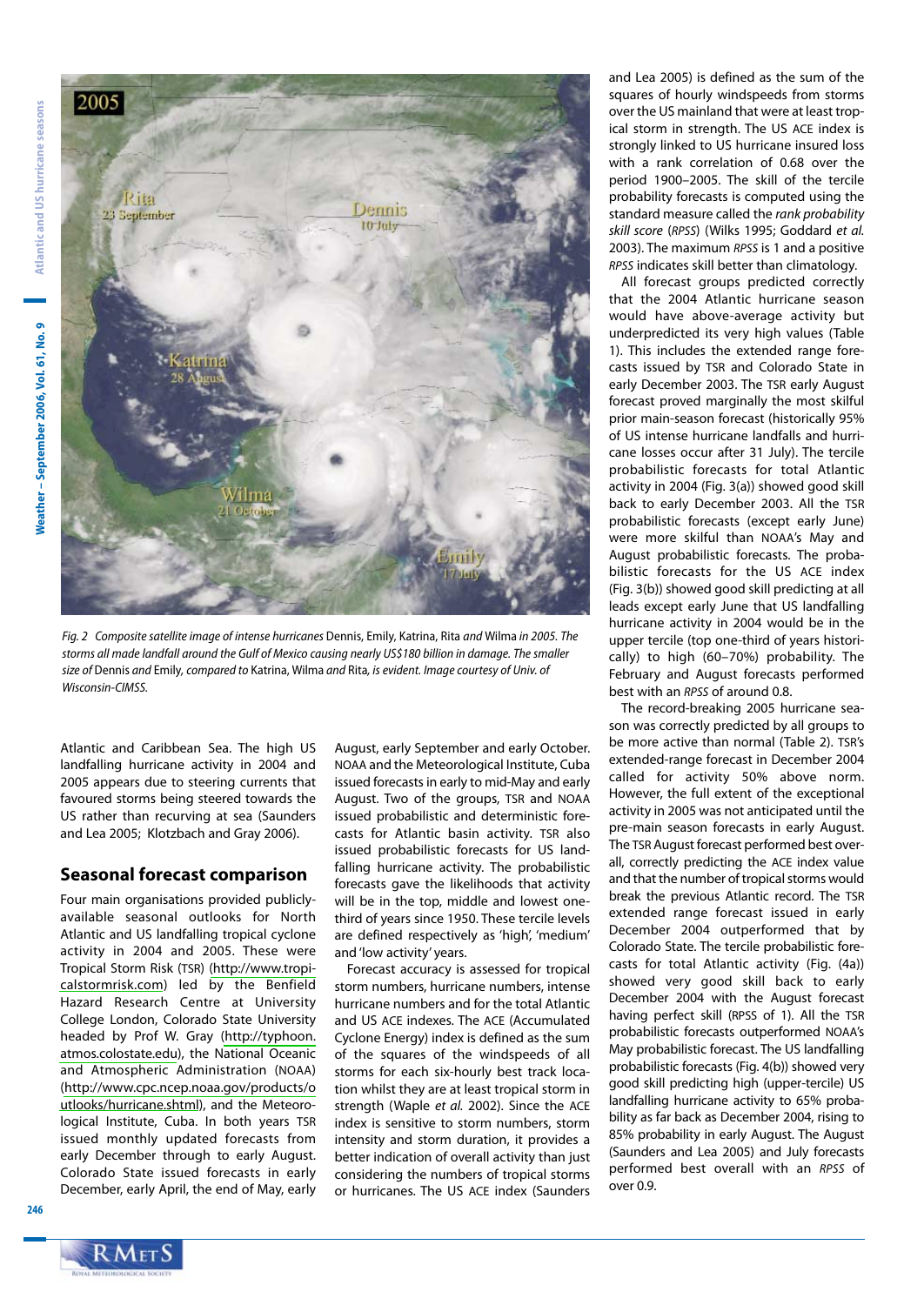*Fig. 2 Composite satellite image of intense hurricanes* Dennis, Emily, Katrina, Rita *and* Wilma *in 2005. The storms all made landfall around the Gulf of Mexico causing nearly US$180 billion in damage. The smaller size of* Dennis *and* Emily*, compared to* Katrina, Wilma *and* Rita*, is evident. Image courtesy of Univ. of Wisconsin-CIMSS.*

Atlantic and Caribbean Sea. The high US landfalling hurricane activity in 2004 and 2005 appears due to steering currents that favoured storms being steered towards the US rather than recurving at sea (Saunders and Lea 2005; Klotzbach and Gray 2006).

## Seasonal forecast comparison

Four main organisations provided publicly-available seasonal outlooks for North Atlantic and US landfalling tropical cyclone activity in 2004 and 2005. These were Tropical Storm Risk (TSR) (http://www.tropicalstormrisk.com) led by the Benfield Hazard Research Centre at University College London, Colorado State University headed by Prof W. Gray (http://typhoon.atmos.colostate.edu), the National Oceanic and Atmospheric Administration (NOAA) (http://www.cpc.ncep.noaa.gov/products/outlooks/hurricane.shtml), and the Meteorological Institute, Cuba. In both years TSR issued monthly updated forecasts from early December through to early August. Colorado State issued forecasts in early December, early April, the end of May, early August, early September and early October. NOAA and the Meteorological Institute, Cuba issued forecasts in early to mid-May and early August. Two of the groups, TSR and NOAA issued probabilistic and deterministic forecasts for Atlantic basin activity. TSR also issued probabilistic forecasts for US landfalling hurricane activity. The probabilistic forecasts gave the likelihoods that activity will be in the top, middle and lowest one-third of years since 1950. These tercile levels are defined respectively as 'high', 'medium' and 'low activity' years.

Forecast accuracy is assessed for tropical storm numbers, hurricane numbers, intense hurricane numbers and for the total Atlantic and US ACE indexes. The ACE (Accumulated Cyclone Energy) index is defined as the sum of the squares of the windspeeds of all storms for each six-hourly best track location whilst they are at least tropical storm in strength (Waple *et al.* 2002). Since the ACE index is sensitive to storm numbers, storm intensity and storm duration, it provides a better indication of overall activity than just considering the numbers of tropical storms or hurricanes. The US ACE index (Saunders and Lea 2005) is defined as the sum of the squares of hourly windspeeds from storms over the US mainland that were at least tropical storm in strength. The US ACE index is strongly linked to US hurricane insured loss with a rank correlation of 0.68 over the period 1900–2005. The skill of the tercile probability forecasts is computed using the standard measure called the *rank probability skill score* (*RPSS*) (Wilks 1995; Goddard *et al.* 2003). The maximum *RPSS* is 1 and a positive *RPSS* indicates skill better than climatology.

All forecast groups predicted correctly that the 2004 Atlantic hurricane season would have above-average activity but underpredicted its very high values (Table 1). This includes the extended range forecasts issued by TSR and Colorado State in early December 2003. The TSR early August forecast proved marginally the most skilful prior main-season forecast (historically 95% of US intense hurricane landfalls and hurricane losses occur after 31 July). The tercile probabilistic forecasts for total Atlantic activity in 2004 (Fig. 3(a)) showed good skill back to early December 2003. All the TSR probabilistic forecasts (except early June) were more skilful than NOAA's May and August probabilistic forecasts. The probabilistic forecasts for the US ACE index (Fig. 3(b)) showed good skill predicting at all leads except early June that US landfalling hurricane activity in 2004 would be in the upper tercile (top one-third of years historically) to high (60–70%) probability. The February and August forecasts performed best with an *RPSS* of around 0.8.

The record-breaking 2005 hurricane season was correctly predicted by all groups to be more active than normal (Table 2). TSR's extended-range forecast in December 2004 called for activity 50% above norm. However, the full extent of the exceptional activity in 2005 was not anticipated until the pre-main season forecasts in early August. The TSR August forecast performed best overall, correctly predicting the ACE index value and that the number of tropical storms would break the previous Atlantic record. The TSR extended range forecast issued in early December 2004 outperformed that by Colorado State. The tercile probabilistic forecasts for total Atlantic activity (Fig. (4a)) showed very good skill back to early December 2004 with the August forecast having perfect skill (RPSS of 1). All the TSR probabilistic forecasts outperformed NOAA's May probabilistic forecast. The US landfalling probabilistic forecasts (Fig. 4(b)) showed very good skill predicting high (upper-tercile) US landfalling hurricane activity to 65% probability as far back as December 2004, rising to 85% probability in early August. The August (Saunders and Lea 2005) and July forecasts performed best overall with an *RPSS* of over 0.9.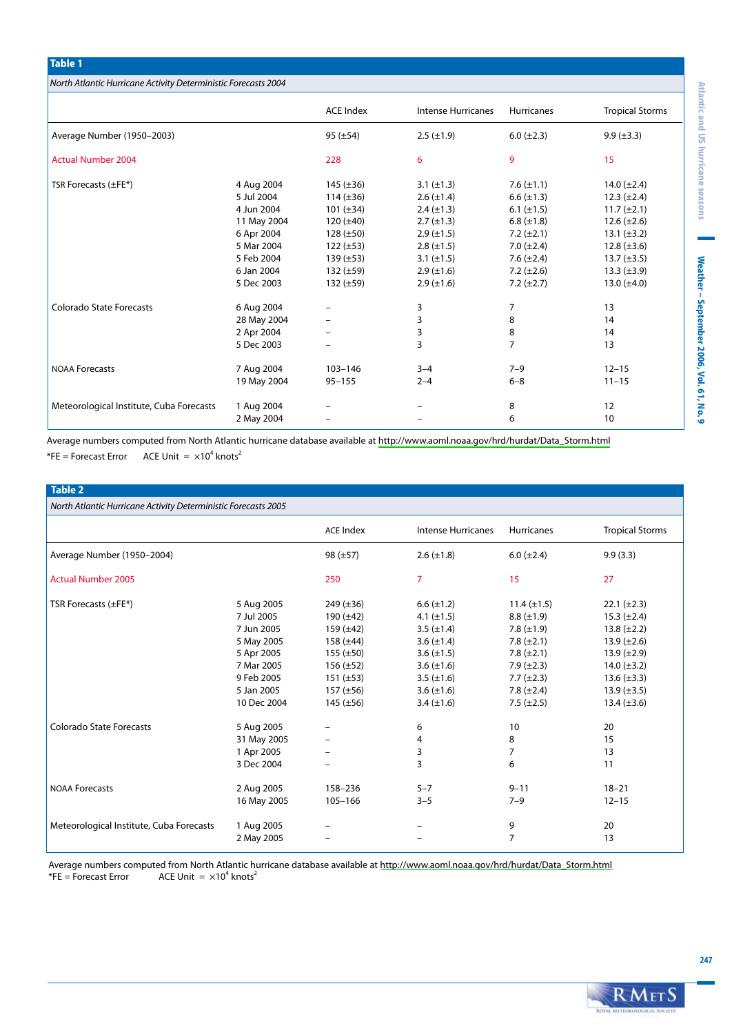**Table 1**

*North Atlantic Hurricane Activity Deterministic Forecasts 2004*

| | | ACE Index | Intense Hurricanes | Hurricanes | Tropical Storms |
|---|---|---|---|---|---|
| Average Number (1950–2003) | | 95 (±54) | 2.5 (±1.9) | 6.0 (±2.3) | 9.9 (±3.3) |
| Actual Number 2004 | | 228 | 6 | 9 | 15 |
| TSR Forecasts (±FE*) | 4 Aug 2004 | 145 (±36) | 3.1 (±1.3) | 7.6 (±1.1) | 14.0 (±2.4) |
| | 5 Jul 2004 | 114 (±36) | 2.6 (±1.4) | 6.6 (±1.3) | 12.3 (±2.4) |
| | 4 Jun 2004 | 101 (±34) | 2.4 (±1.3) | 6.1 (±1.5) | 11.7 (±2.1) |
| | 11 May 2004 | 120 (±40) | 2.7 (±1.3) | 6.8 (±1.8) | 12.6 (±2.6) |
| | 6 Apr 2004 | 128 (±50) | 2.9 (±1.5) | 7.2 (±2.1) | 13.1 (±3.2) |
| | 5 Mar 2004 | 122 (±53) | 2.8 (±1.5) | 7.0 (±2.4) | 12.8 (±3.6) |
| | 5 Feb 2004 | 139 (±53) | 3.1 (±1.5) | 7.6 (±2.4) | 13.7 (±3.5) |
| | 6 Jan 2004 | 132 (±59) | 2.9 (±1.6) | 7.2 (±2.6) | 13.3 (±3.9) |
| | 5 Dec 2003 | 132 (±59) | 2.9 (±1.6) | 7.2 (±2.7) | 13.0 (±4.0) |
| Colorado State Forecasts | 6 Aug 2004 | – | 3 | 7 | 13 |
| | 28 May 2004 | – | 3 | 8 | 14 |
| | 2 Apr 2004 | – | 3 | 8 | 14 |
| | 5 Dec 2003 | – | 3 | 7 | 13 |
| NOAA Forecasts | 7 Aug 2004 | 103–146 | 3–4 | 7–9 | 12–15 |
| | 19 May 2004 | 95–155 | 2–4 | 6–8 | 11–15 |
| Meteorological Institute, Cuba Forecasts | 1 Aug 2004 | – | – | 8 | 12 |
| | 2 May 2004 | – | – | 6 | 10 |

Average numbers computed from North Atlantic hurricane database available at http://www.aoml.noaa.gov/hrd/hurdat/Data_Storm.html

*FE = Forecast Error ACE Unit = $\times 10^4$ knots$^2$

**Table 2**

*North Atlantic Hurricane Activity Deterministic Forecasts 2005*

| | | ACE Index | Intense Hurricanes | Hurricanes | Tropical Storms |
|---|---|---|---|---|---|
| Average Number (1950–2004) | | 98 (±57) | 2.6 (±1.8) | 6.0 (±2.4) | 9.9 (3.3) |
| Actual Number 2005 | | 250 | 7 | 15 | 27 |
| TSR Forecasts (±FE*) | 5 Aug 2005 | 249 (±36) | 6.6 (±1.2) | 11.4 (±1.5) | 22.1 (±2.3) |
| | 7 Jul 2005 | 190 (±42) | 4.1 (±1.5) | 8.8 (±1.9) | 15.3 (±2.4) |
| | 7 Jun 2005 | 159 (±42) | 3.5 (±1.4) | 7.8 (±1.9) | 13.8 (±2.2) |
| | 5 May 2005 | 158 (±44) | 3.6 (±1.4) | 7.8 (±2.1) | 13.9 (±2.6) |
| | 5 Apr 2005 | 155 (±50) | 3.6 (±1.5) | 7.8 (±2.1) | 13.9 (±2.9) |
| | 7 Mar 2005 | 156 (±52) | 3.6 (±1.6) | 7.9 (±2.3) | 14.0 (±3.2) |
| | 9 Feb 2005 | 151 (±53) | 3.5 (±1.6) | 7.7 (±2.3) | 13.6 (±3.3) |
| | 5 Jan 2005 | 157 (±56) | 3.6 (±1.6) | 7.8 (±2.4) | 13.9 (±3.5) |
| | 10 Dec 2004 | 145 (±56) | 3.4 (±1.6) | 7.5 (±2.5) | 13.4 (±3.6) |
| Colorado State Forecasts | 5 Aug 2005 | – | 6 | 10 | 20 |
| | 31 May 2005 | – | 4 | 8 | 15 |
| | 1 Apr 2005 | – | 3 | 7 | 13 |
| | 3 Dec 2004 | – | 3 | 6 | 11 |
| NOAA Forecasts | 2 Aug 2005 | 158–236 | 5–7 | 9–11 | 18–21 |
| | 16 May 2005 | 105–166 | 3–5 | 7–9 | 12–15 |
| Meteorological Institute, Cuba Forecasts | 1 Aug 2005 | – | – | 9 | 20 |
| | 2 May 2005 | – | – | 7 | 13 |

Average numbers computed from North Atlantic hurricane database available at http://www.aoml.noaa.gov/hrd/hurdat/Data_Storm.html

*FE = Forecast Error ACE Unit = $\times 10^4$ knots$^2$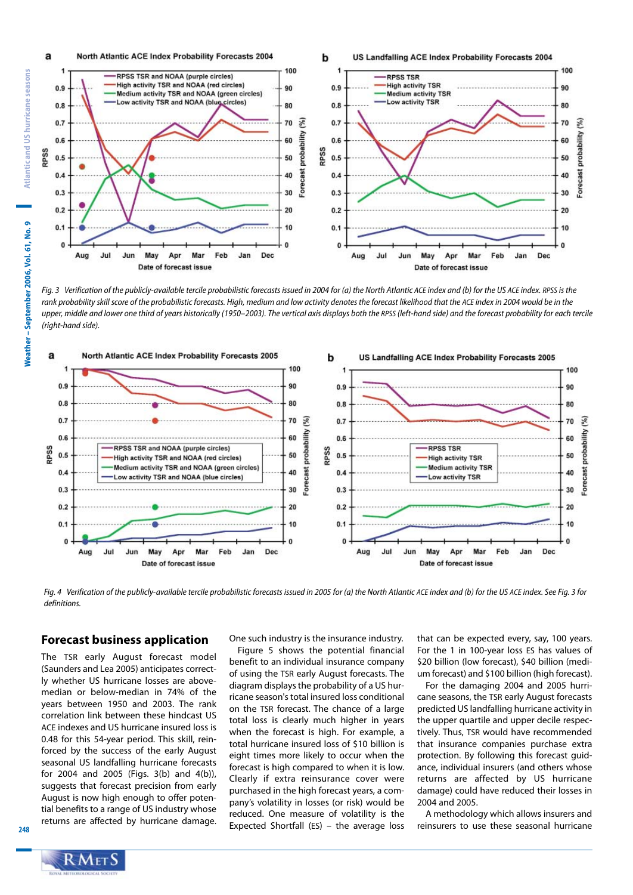*Fig. 3 Verification of the publicly-available tercile probabilistic forecasts issued in 2004 for (a) the North Atlantic ACE index and (b) for the US ACE index. RPSS is the rank probability skill score of the probabilistic forecasts. High, medium and low activity denotes the forecast likelihood that the ACE index in 2004 would be in the upper, middle and lower one third of years historically (1950–2003). The vertical axis displays both the RPSS (left-hand side) and the forecast probability for each tercile (right-hand side).*

*Fig. 4 Verification of the publicly-available tercile probabilistic forecasts issued in 2005 for (a) the North Atlantic ACE index and (b) for the US ACE index. See Fig. 3 for definitions.*

## Forecast business application

The TSR early August forecast model (Saunders and Lea 2005) anticipates correctly whether US hurricane losses are above-median or below-median in 74% of the years between 1950 and 2003. The rank correlation link between these hindcast US ACE indexes and US hurricane insured loss is 0.48 for this 54-year period. This skill, reinforced by the success of the early August seasonal US landfalling hurricane forecasts for 2004 and 2005 (Figs. 3(b) and 4(b)), suggests that forecast precision from early August is now high enough to offer potential benefits to a range of US industry whose returns are affected by hurricane damage. One such industry is the insurance industry.

Figure 5 shows the potential financial benefit to an individual insurance company of using the TSR early August forecasts. The diagram displays the probability of a US hurricane season's total insured loss conditional on the TSR forecast. The chance of a large total loss is clearly much higher in years when the forecast is high. For example, a total hurricane insured loss of $10 billion is eight times more likely to occur when the forecast is high compared to when it is low. Clearly if extra reinsurance cover were purchased in the high forecast years, a company's volatility in losses (or risk) would be reduced. One measure of volatility is the Expected Shortfall (ES) – the average loss that can be expected every, say, 100 years. For the 1 in 100-year loss ES has values of $20 billion (low forecast), $40 billion (medium forecast) and $100 billion (high forecast).

For the damaging 2004 and 2005 hurricane seasons, the TSR early August forecasts predicted US landfalling hurricane activity in the upper quartile and upper decile respectively. Thus, TSR would have recommended that insurance companies purchase extra protection. By following this forecast guidance, individual insurers (and others whose returns are affected by US hurricane damage) could have reduced their losses in 2004 and 2005.

A methodology which allows insurers and reinsurers to use these seasonal hurricane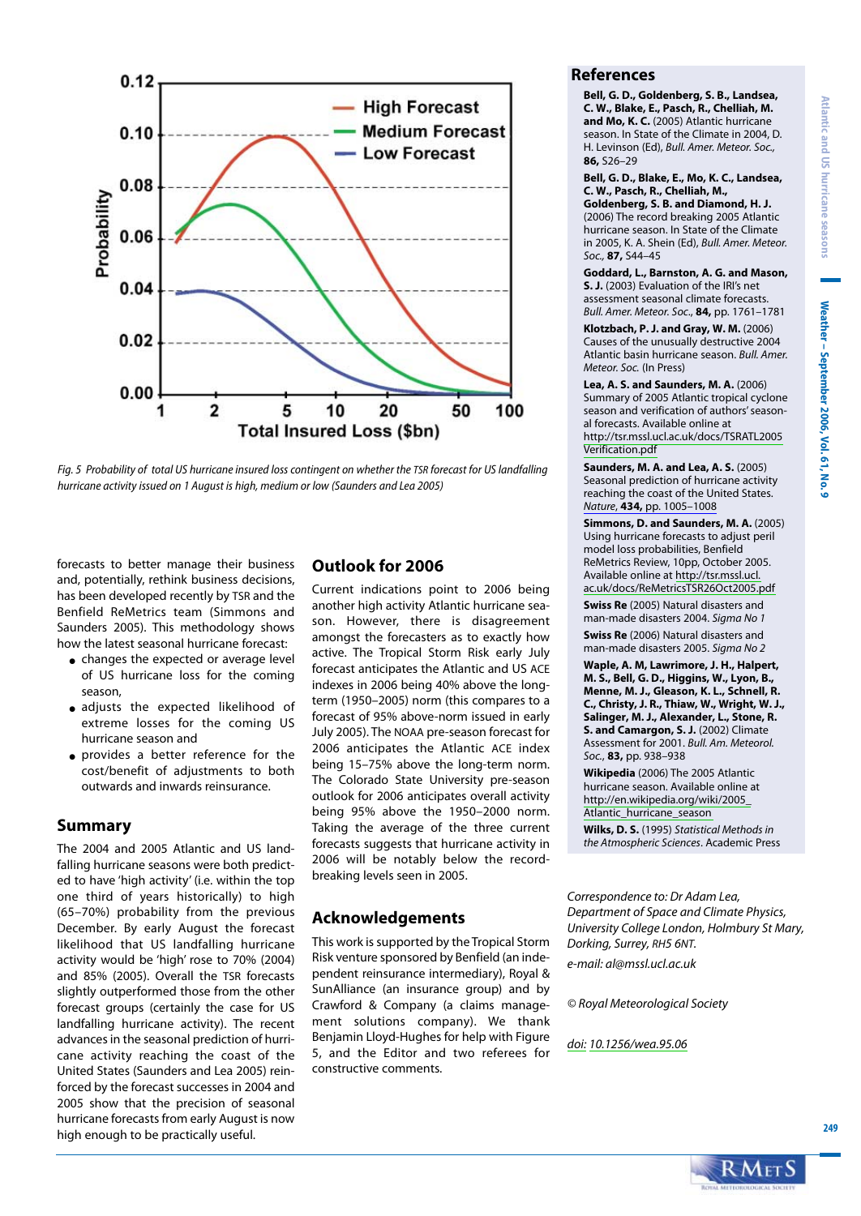0.12
0.10
0.08
0.06
0.04
0.02
0.00
Probability
High Forecast
Medium Forecast
Low Forecast
1 2 5 10 20 50 100
Total Insured Loss ($bn)

*Fig. 5 Probability of total US hurricane insured loss contingent on whether the TSR forecast for US landfalling hurricane activity issued on 1 August is high, medium or low (Saunders and Lea 2005)*

forecasts to better manage their business and, potentially, rethink business decisions, has been developed recently by TSR and the Benfield ReMetrics team (Simmons and Saunders 2005). This methodology shows how the latest seasonal hurricane forecast:

- changes the expected or average level of US hurricane loss for the coming season,
- adjusts the expected likelihood of extreme losses for the coming US hurricane season and
- provides a better reference for the cost/benefit of adjustments to both outwards and inwards reinsurance.

## Summary

The 2004 and 2005 Atlantic and US landfalling hurricane seasons were both predicted to have 'high activity' (i.e. within the top one third of years historically) to high (65–70%) probability from the previous December. By early August the forecast likelihood that US landfalling hurricane activity would be 'high' rose to 70% (2004) and 85% (2005). Overall the TSR forecasts slightly outperformed those from the other forecast groups (certainly the case for US landfalling hurricane activity). The recent advances in the seasonal prediction of hurricane activity reaching the coast of the United States (Saunders and Lea 2005) reinforced by the forecast successes in 2004 and 2005 show that the precision of seasonal hurricane forecasts from early August is now high enough to be practically useful.

## Outlook for 2006

Current indications point to 2006 being another high activity Atlantic hurricane season. However, there is disagreement amongst the forecasters as to exactly how active. The Tropical Storm Risk early July forecast anticipates the Atlantic and US ACE indexes in 2006 being 40% above the long-term (1950–2005) norm (this compares to a forecast of 95% above-norm issued in early July 2005). The NOAA pre-season forecast for 2006 anticipates the Atlantic ACE index being 15–75% above the long-term norm. The Colorado State University pre-season outlook for 2006 anticipates overall activity being 95% above the 1950–2000 norm. Taking the average of the three current forecasts suggests that hurricane activity in 2006 will be notably below the record-breaking levels seen in 2005.

## Acknowledgements

This work is supported by the Tropical Storm Risk venture sponsored by Benfield (an independent reinsurance intermediary), Royal & SunAlliance (an insurance group) and by Crawford & Company (a claims management solutions company). We thank Benjamin Lloyd-Hughes for help with Figure 5, and the Editor and two referees for constructive comments.

## References

**Bell, G. D., Goldenberg, S. B., Landsea, C. W., Blake, E., Pasch, R., Chelliah, M. and Mo, K. C.** (2005) Atlantic hurricane season. In State of the Climate in 2004, D. H. Levinson (Ed), *Bull. Amer. Meteor. Soc.,* **86,** S26–29

**Bell, G. D., Blake, E., Mo, K. C., Landsea, C. W., Pasch, R., Chelliah, M., Goldenberg, S. B. and Diamond, H. J.** (2006) The record breaking 2005 Atlantic hurricane season. In State of the Climate in 2005, K. A. Shein (Ed), *Bull. Amer. Meteor. Soc.,* **87,** S44–45

**Goddard, L., Barnston, A. G. and Mason, S. J.** (2003) Evaluation of the IRI's net assessment seasonal climate forecasts. *Bull. Amer. Meteor. Soc.,* **84,** pp. 1761–1781

**Klotzbach, P. J. and Gray, W. M.** (2006) Causes of the unusually destructive 2004 Atlantic basin hurricane season. *Bull. Amer. Meteor. Soc.* (In Press)

**Lea, A. S. and Saunders, M. A.** (2006) Summary of 2005 Atlantic tropical cyclone season and verification of authors' seasonal forecasts. Available online at http://tsr.mssl.ucl.ac.uk/docs/TSRATL2005Verification.pdf

**Saunders, M. A. and Lea, A. S.** (2005) Seasonal prediction of hurricane activity reaching the coast of the United States. *Nature,* **434,** pp. 1005–1008

**Simmons, D. and Saunders, M. A.** (2005) Using hurricane forecasts to adjust peril model loss probabilities, Benfield ReMetrics Review, 10pp, October 2005. Available online at http://tsr.mssl.ucl.ac.uk/docs/ReMetricsTSR26Oct2005.pdf

**Swiss Re** (2005) Natural disasters and man-made disasters 2004. *Sigma No 1*

**Swiss Re** (2006) Natural disasters and man-made disasters 2005. *Sigma No 2*

**Waple, A. M, Lawrimore, J. H., Halpert, M. S., Bell, G. D., Higgins, W., Lyon, B., Menne, M. J., Gleason, K. L., Schnell, R. C., Christy, J. R., Thiaw, W., Wright, W. J., Salinger, M. J., Alexander, L., Stone, R. S. and Camargon, S. J.** (2002) Climate Assessment for 2001. *Bull. Am. Meteorol. Soc.,* **83,** pp. 938–938

**Wikipedia** (2006) The 2005 Atlantic hurricane season. Available online at http://en.wikipedia.org/wiki/2005_Atlantic_hurricane_season

**Wilks, D. S.** (1995) *Statistical Methods in the Atmospheric Sciences*. Academic Press

*Correspondence to: Dr Adam Lea, Department of Space and Climate Physics, University College London, Holmbury St Mary, Dorking, Surrey, RH5 6NT.*

*e-mail: al@mssl.ucl.ac.uk*

*© Royal Meteorological Society*

*doi: 10.1256/wea.95.06*